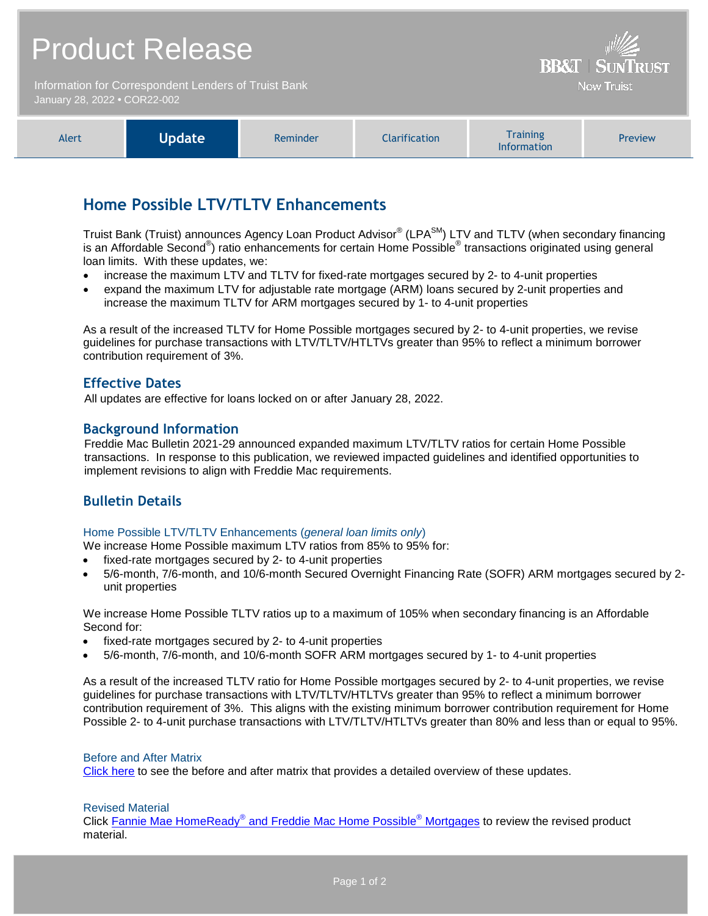# Product Release

Information for Correspondent Lenders of Truist Bank
January 28, 2022 • COR22-002

BB&T | SunTrust
Now Truist

| Alert | **Update** | Reminder | Clarification | Training Information | Preview |
|---|---|---|---|---|---|

## Home Possible LTV/TLTV Enhancements

Truist Bank (Truist) announces Agency Loan Product Advisor® (LPA℠) LTV and TLTV (when secondary financing is an Affordable Second®) ratio enhancements for certain Home Possible® transactions originated using general loan limits. With these updates, we:

- increase the maximum LTV and TLTV for fixed-rate mortgages secured by 2- to 4-unit properties
- expand the maximum LTV for adjustable rate mortgage (ARM) loans secured by 2-unit properties and increase the maximum TLTV for ARM mortgages secured by 1- to 4-unit properties

As a result of the increased TLTV for Home Possible mortgages secured by 2- to 4-unit properties, we revise guidelines for purchase transactions with LTV/TLTV/HTLTVs greater than 95% to reflect a minimum borrower contribution requirement of 3%.

### Effective Dates

All updates are effective for loans locked on or after January 28, 2022.

### Background Information

Freddie Mac Bulletin 2021-29 announced expanded maximum LTV/TLTV ratios for certain Home Possible transactions. In response to this publication, we reviewed impacted guidelines and identified opportunities to implement revisions to align with Freddie Mac requirements.

### Bulletin Details

#### Home Possible LTV/TLTV Enhancements (*general loan limits only*)

We increase Home Possible maximum LTV ratios from 85% to 95% for:

- fixed-rate mortgages secured by 2- to 4-unit properties
- 5/6-month, 7/6-month, and 10/6-month Secured Overnight Financing Rate (SOFR) ARM mortgages secured by 2-unit properties

We increase Home Possible TLTV ratios up to a maximum of 105% when secondary financing is an Affordable Second for:

- fixed-rate mortgages secured by 2- to 4-unit properties
- 5/6-month, 7/6-month, and 10/6-month SOFR ARM mortgages secured by 1- to 4-unit properties

As a result of the increased TLTV ratio for Home Possible mortgages secured by 2- to 4-unit properties, we revise guidelines for purchase transactions with LTV/TLTV/HTLTVs greater than 95% to reflect a minimum borrower contribution requirement of 3%. This aligns with the existing minimum borrower contribution requirement for Home Possible 2- to 4-unit purchase transactions with LTV/TLTV/HTLTVs greater than 80% and less than or equal to 95%.

#### Before and After Matrix

Click here to see the before and after matrix that provides a detailed overview of these updates.

#### Revised Material

Click Fannie Mae HomeReady® and Freddie Mac Home Possible® Mortgages to review the revised product material.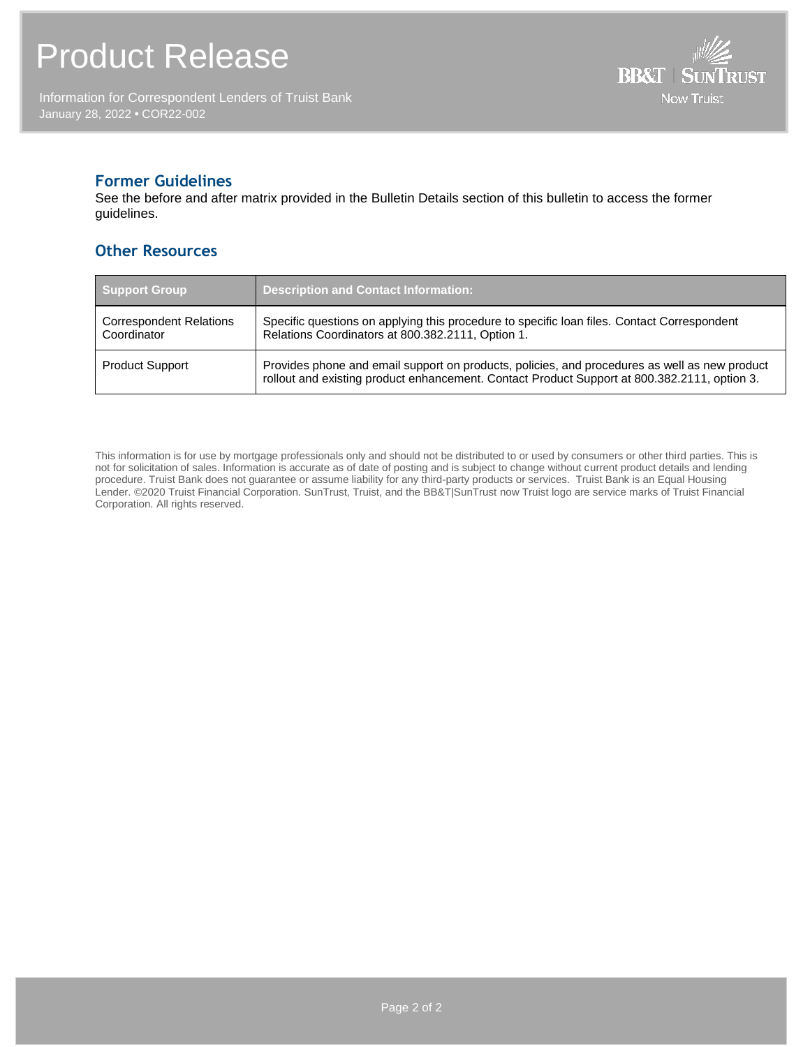## Former Guidelines

See the before and after matrix provided in the Bulletin Details section of this bulletin to access the former guidelines.

## Other Resources

| Support Group | Description and Contact Information: |
|---|---|
| Correspondent Relations Coordinator | Specific questions on applying this procedure to specific loan files. Contact Correspondent Relations Coordinators at 800.382.2111, Option 1. |
| Product Support | Provides phone and email support on products, policies, and procedures as well as new product rollout and existing product enhancement. Contact Product Support at 800.382.2111, option 3. |

This information is for use by mortgage professionals only and should not be distributed to or used by consumers or other third parties. This is not for solicitation of sales. Information is accurate as of date of posting and is subject to change without current product details and lending procedure. Truist Bank does not guarantee or assume liability for any third-party products or services. Truist Bank is an Equal Housing Lender. ©2020 Truist Financial Corporation. SunTrust, Truist, and the BB&T|SunTrust now Truist logo are service marks of Truist Financial Corporation. All rights reserved.